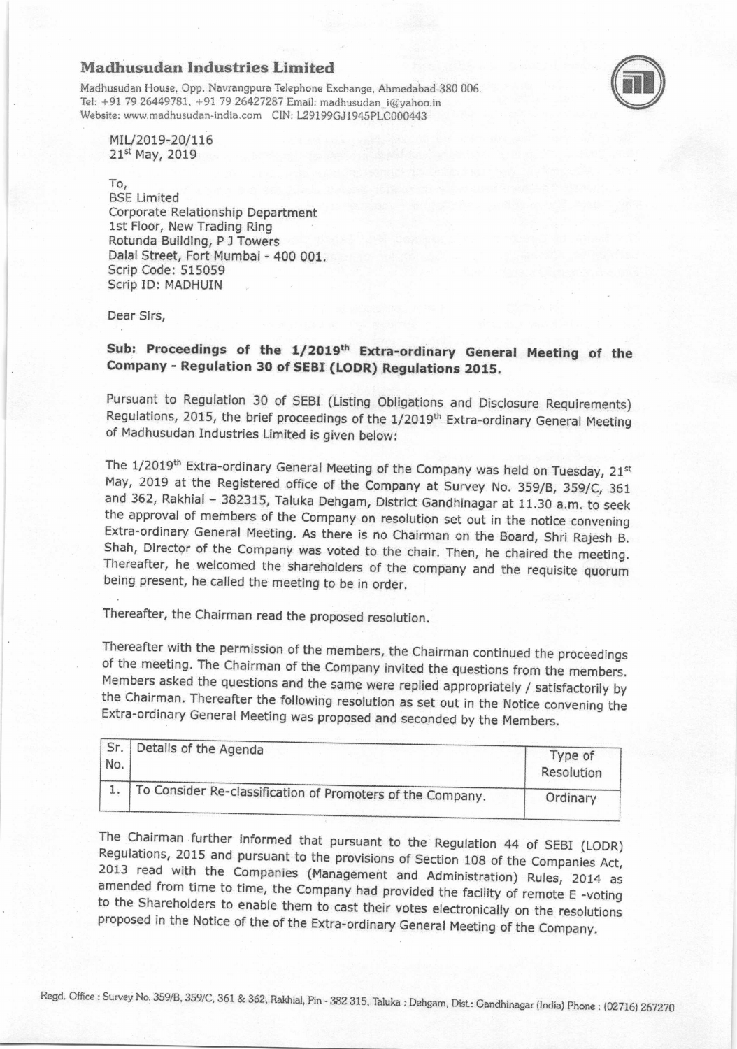# Madhusudan Industries Limited

Madhusudan House, Opp. Navrangpura Telephone Exchange, Ahmedabad-380 006.
Tel: +91 79 26449781, +91 79 26427287 Email: madhusudan_i@yahoo.in
Website: www.madhusudan-india.com CIN: L29199GJ1945PLC000443

MIL/2019-20/116
21st May, 2019

To,
BSE Limited
Corporate Relationship Department
1st Floor, New Trading Ring
Rotunda Building, P J Towers
Dalal Street, Fort Mumbai - 400 001.
Scrip Code: 515059
Scrip ID: MADHUIN

Dear Sirs,

**Sub: Proceedings of the 1/2019th Extra-ordinary General Meeting of the Company - Regulation 30 of SEBI (LODR) Regulations 2015.**

Pursuant to Regulation 30 of SEBI (Listing Obligations and Disclosure Requirements) Regulations, 2015, the brief proceedings of the 1/2019th Extra-ordinary General Meeting of Madhusudan Industries Limited is given below:

The 1/2019th Extra-ordinary General Meeting of the Company was held on Tuesday, 21st May, 2019 at the Registered office of the Company at Survey No. 359/B, 359/C, 361 and 362, Rakhial – 382315, Taluka Dehgam, District Gandhinagar at 11.30 a.m. to seek the approval of members of the Company on resolution set out in the notice convening Extra-ordinary General Meeting. As there is no Chairman on the Board, Shri Rajesh B. Shah, Director of the Company was voted to the chair. Then, he chaired the meeting. Thereafter, he welcomed the shareholders of the company and the requisite quorum being present, he called the meeting to be in order.

Thereafter, the Chairman read the proposed resolution.

Thereafter with the permission of the members, the Chairman continued the proceedings of the meeting. The Chairman of the Company invited the questions from the members. Members asked the questions and the same were replied appropriately / satisfactorily by the Chairman. Thereafter the following resolution as set out in the Notice convening the Extra-ordinary General Meeting was proposed and seconded by the Members.

| Sr. No. | Details of the Agenda | Type of Resolution |
|---|---|---|
| 1. | To Consider Re-classification of Promoters of the Company. | Ordinary |

The Chairman further informed that pursuant to the Regulation 44 of SEBI (LODR) Regulations, 2015 and pursuant to the provisions of Section 108 of the Companies Act, 2013 read with the Companies (Management and Administration) Rules, 2014 as amended from time to time, the Company had provided the facility of remote E -voting to the Shareholders to enable them to cast their votes electronically on the resolutions proposed in the Notice of the of the Extra-ordinary General Meeting of the Company.

Regd. Office : Survey No. 359/B, 359/C, 361 & 362, Rakhial, Pin - 382 315, Taluka : Dehgam, Dist.: Gandhinagar (India) Phone : (02716) 267270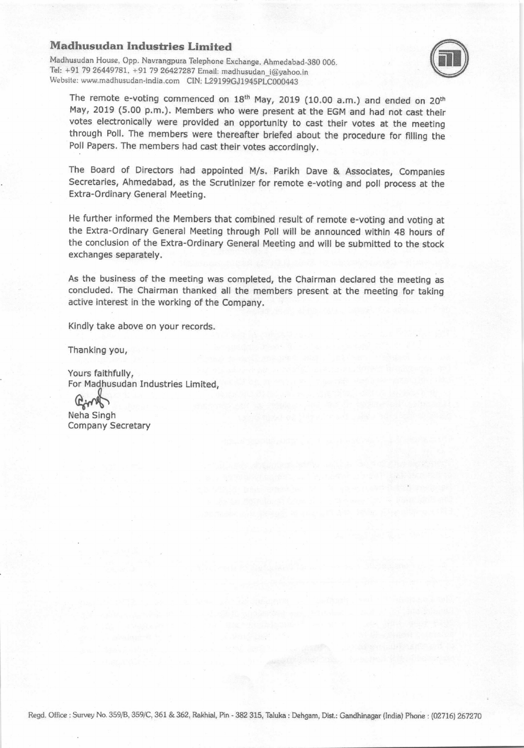**Madhusudan Industries Limited**

Madhusudan House, Opp. Navrangpura Telephone Exchange, Ahmedabad-380 006.
Tel: +91 79 26449781, +91 79 26427287 Email: madhusudan_i@yahoo.in
Website: www.madhusudan-india.com CIN: L29199GJ1945PLC000443

The remote e-voting commenced on 18th May, 2019 (10.00 a.m.) and ended on 20th May, 2019 (5.00 p.m.). Members who were present at the EGM and had not cast their votes electronically were provided an opportunity to cast their votes at the meeting through Poll. The members were thereafter briefed about the procedure for filling the Poll Papers. The members had cast their votes accordingly.

The Board of Directors had appointed M/s. Parikh Dave & Associates, Companies Secretaries, Ahmedabad, as the Scrutinizer for remote e-voting and poll process at the Extra-Ordinary General Meeting.

He further informed the Members that combined result of remote e-voting and voting at the Extra-Ordinary General Meeting through Poll will be announced within 48 hours of the conclusion of the Extra-Ordinary General Meeting and will be submitted to the stock exchanges separately.

As the business of the meeting was completed, the Chairman declared the meeting as concluded. The Chairman thanked all the members present at the meeting for taking active interest in the working of the Company.

Kindly take above on your records.

Thanking you,

Yours faithfully,
For Madhusudan Industries Limited,

Neha Singh
Company Secretary

Regd. Office : Survey No. 359/B, 359/C, 361 & 362, Rakhial, Pin - 382 315, Taluka : Dehgam, Dist.: Gandhinagar (India) Phone : (02716) 267270